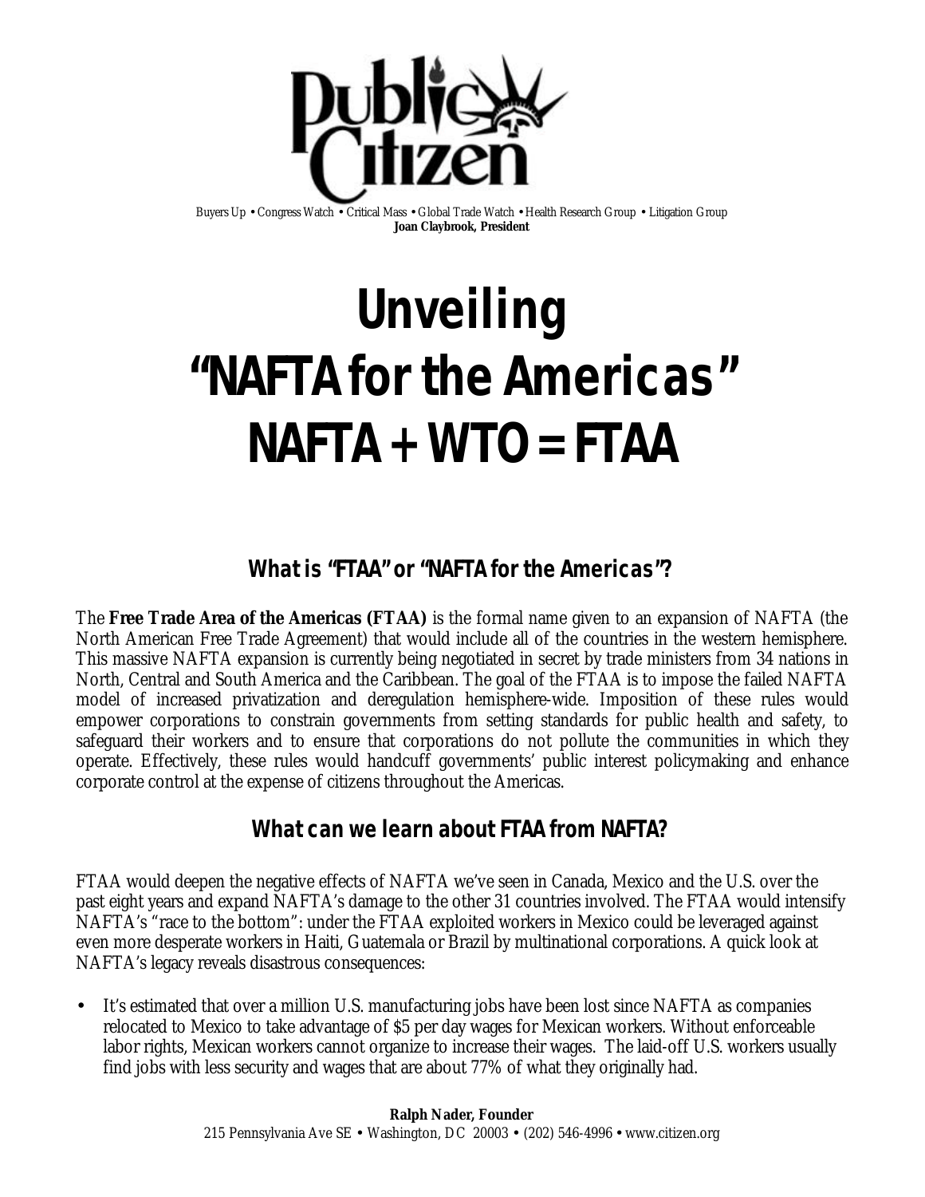# Public Citizen

Buyers Up • Congress Watch • Critical Mass • Global Trade Watch • Health Research Group • Litigation Group

**Joan Claybrook, President**

# Unveiling "NAFTA for the Americas" NAFTA + WTO = FTAA

## What is "FTAA" or "NAFTA for the Americas"?

The **Free Trade Area of the Americas (FTAA)** is the formal name given to an expansion of NAFTA (the North American Free Trade Agreement) that would include all of the countries in the western hemisphere. This massive NAFTA expansion is currently being negotiated in secret by trade ministers from 34 nations in North, Central and South America and the Caribbean. The goal of the FTAA is to impose the failed NAFTA model of increased privatization and deregulation hemisphere-wide. Imposition of these rules would empower corporations to constrain governments from setting standards for public health and safety, to safeguard their workers and to ensure that corporations do not pollute the communities in which they operate. Effectively, these rules would handcuff governments' public interest policymaking and enhance corporate control at the expense of citizens throughout the Americas.

## What can we learn about FTAA from NAFTA?

FTAA would deepen the negative effects of NAFTA we've seen in Canada, Mexico and the U.S. over the past eight years and expand NAFTA's damage to the other 31 countries involved. The FTAA would intensify NAFTA's "race to the bottom": under the FTAA exploited workers in Mexico could be leveraged against even more desperate workers in Haiti, Guatemala or Brazil by multinational corporations. A quick look at NAFTA's legacy reveals disastrous consequences:

- It's estimated that over a million U.S. manufacturing jobs have been lost since NAFTA as companies relocated to Mexico to take advantage of $5 per day wages for Mexican workers. Without enforceable labor rights, Mexican workers cannot organize to increase their wages. The laid-off U.S. workers usually find jobs with less security and wages that are about 77% of what they originally had.

**Ralph Nader, Founder**

215 Pennsylvania Ave SE • Washington, DC 20003 • (202) 546-4996 • www.citizen.org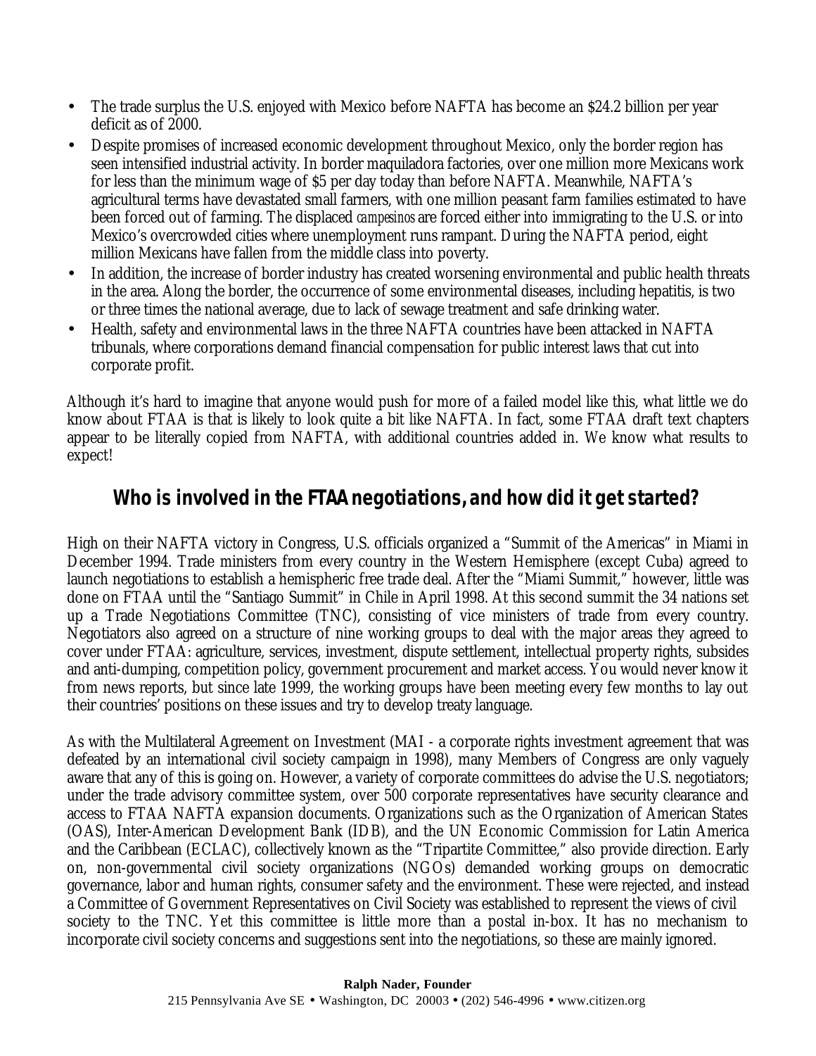- The trade surplus the U.S. enjoyed with Mexico before NAFTA has become an $24.2 billion per year deficit as of 2000.
- Despite promises of increased economic development throughout Mexico, only the border region has seen intensified industrial activity. In border maquiladora factories, over one million more Mexicans work for less than the minimum wage of $5 per day today than before NAFTA. Meanwhile, NAFTA's agricultural terms have devastated small farmers, with one million peasant farm families estimated to have been forced out of farming. The displaced *campesinos* are forced either into immigrating to the U.S. or into Mexico's overcrowded cities where unemployment runs rampant. During the NAFTA period, eight million Mexicans have fallen from the middle class into poverty.
- In addition, the increase of border industry has created worsening environmental and public health threats in the area. Along the border, the occurrence of some environmental diseases, including hepatitis, is two or three times the national average, due to lack of sewage treatment and safe drinking water.
- Health, safety and environmental laws in the three NAFTA countries have been attacked in NAFTA tribunals, where corporations demand financial compensation for public interest laws that cut into corporate profit.

Although it's hard to imagine that anyone would push for more of a failed model like this, what little we do know about FTAA is that is likely to look quite a bit like NAFTA. In fact, some FTAA draft text chapters appear to be literally copied from NAFTA, with additional countries added in. We know what results to expect!

## Who is involved in the FTAA negotiations, and how did it get started?

High on their NAFTA victory in Congress, U.S. officials organized a "Summit of the Americas" in Miami in December 1994. Trade ministers from every country in the Western Hemisphere (except Cuba) agreed to launch negotiations to establish a hemispheric free trade deal. After the "Miami Summit," however, little was done on FTAA until the "Santiago Summit" in Chile in April 1998. At this second summit the 34 nations set up a Trade Negotiations Committee (TNC), consisting of vice ministers of trade from every country. Negotiators also agreed on a structure of nine working groups to deal with the major areas they agreed to cover under FTAA: agriculture, services, investment, dispute settlement, intellectual property rights, subsides and anti-dumping, competition policy, government procurement and market access. You would never know it from news reports, but since late 1999, the working groups have been meeting every few months to lay out their countries' positions on these issues and try to develop treaty language.

As with the Multilateral Agreement on Investment (MAI - a corporate rights investment agreement that was defeated by an international civil society campaign in 1998), many Members of Congress are only vaguely aware that any of this is going on. However, a variety of corporate committees do advise the U.S. negotiators; under the trade advisory committee system, over 500 corporate representatives have security clearance and access to FTAA NAFTA expansion documents. Organizations such as the Organization of American States (OAS), Inter-American Development Bank (IDB), and the UN Economic Commission for Latin America and the Caribbean (ECLAC), collectively known as the "Tripartite Committee," also provide direction. Early on, non-governmental civil society organizations (NGOs) demanded working groups on democratic governance, labor and human rights, consumer safety and the environment. These were rejected, and instead a Committee of Government Representatives on Civil Society was established to represent the views of civil society to the TNC. Yet this committee is little more than a postal in-box. It has no mechanism to incorporate civil society concerns and suggestions sent into the negotiations, so these are mainly ignored.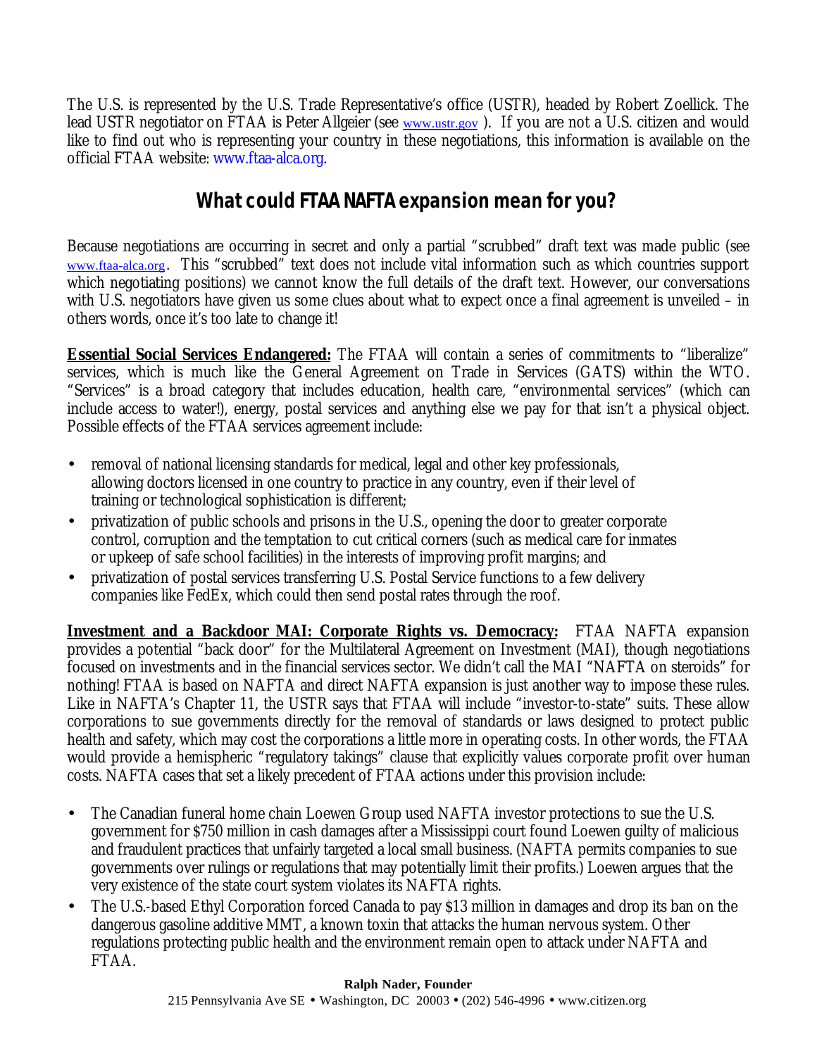The U.S. is represented by the U.S. Trade Representative's office (USTR), headed by Robert Zoellick. The lead USTR negotiator on FTAA is Peter Allgeier (see www.ustr.gov ). If you are not a U.S. citizen and would like to find out who is representing your country in these negotiations, this information is available on the official FTAA website: www.ftaa-alca.org.

## What could FTAA NAFTA expansion mean for you?

Because negotiations are occurring in secret and only a partial "scrubbed" draft text was made public (see www.ftaa-alca.org. This "scrubbed" text does not include vital information such as which countries support which negotiating positions) we cannot know the full details of the draft text. However, our conversations with U.S. negotiators have given us some clues about what to expect once a final agreement is unveiled – in others words, once it's too late to change it!

**Essential Social Services Endangered:** The FTAA will contain a series of commitments to "liberalize" services, which is much like the General Agreement on Trade in Services (GATS) within the WTO. "Services" is a broad category that includes education, health care, "environmental services" (which can include access to water!), energy, postal services and anything else we pay for that isn't a physical object. Possible effects of the FTAA services agreement include:

- removal of national licensing standards for medical, legal and other key professionals, allowing doctors licensed in one country to practice in any country, even if their level of training or technological sophistication is different;
- privatization of public schools and prisons in the U.S., opening the door to greater corporate control, corruption and the temptation to cut critical corners (such as medical care for inmates or upkeep of safe school facilities) in the interests of improving profit margins; and
- privatization of postal services transferring U.S. Postal Service functions to a few delivery companies like FedEx, which could then send postal rates through the roof.

**Investment and a Backdoor MAI: Corporate Rights vs. Democracy:** FTAA NAFTA expansion provides a potential "back door" for the Multilateral Agreement on Investment (MAI), though negotiations focused on investments and in the financial services sector. We didn't call the MAI "NAFTA on steroids" for nothing! FTAA is based on NAFTA and direct NAFTA expansion is just another way to impose these rules. Like in NAFTA's Chapter 11, the USTR says that FTAA will include "investor-to-state" suits. These allow corporations to sue governments directly for the removal of standards or laws designed to protect public health and safety, which may cost the corporations a little more in operating costs. In other words, the FTAA would provide a hemispheric "regulatory takings" clause that explicitly values corporate profit over human costs. NAFTA cases that set a likely precedent of FTAA actions under this provision include:

- The Canadian funeral home chain Loewen Group used NAFTA investor protections to sue the U.S. government for $750 million in cash damages after a Mississippi court found Loewen guilty of malicious and fraudulent practices that unfairly targeted a local small business. (NAFTA permits companies to sue governments over rulings or regulations that may potentially limit their profits.) Loewen argues that the very existence of the state court system violates its NAFTA rights.
- The U.S.-based Ethyl Corporation forced Canada to pay $13 million in damages and drop its ban on the dangerous gasoline additive MMT, a known toxin that attacks the human nervous system. Other regulations protecting public health and the environment remain open to attack under NAFTA and FTAA.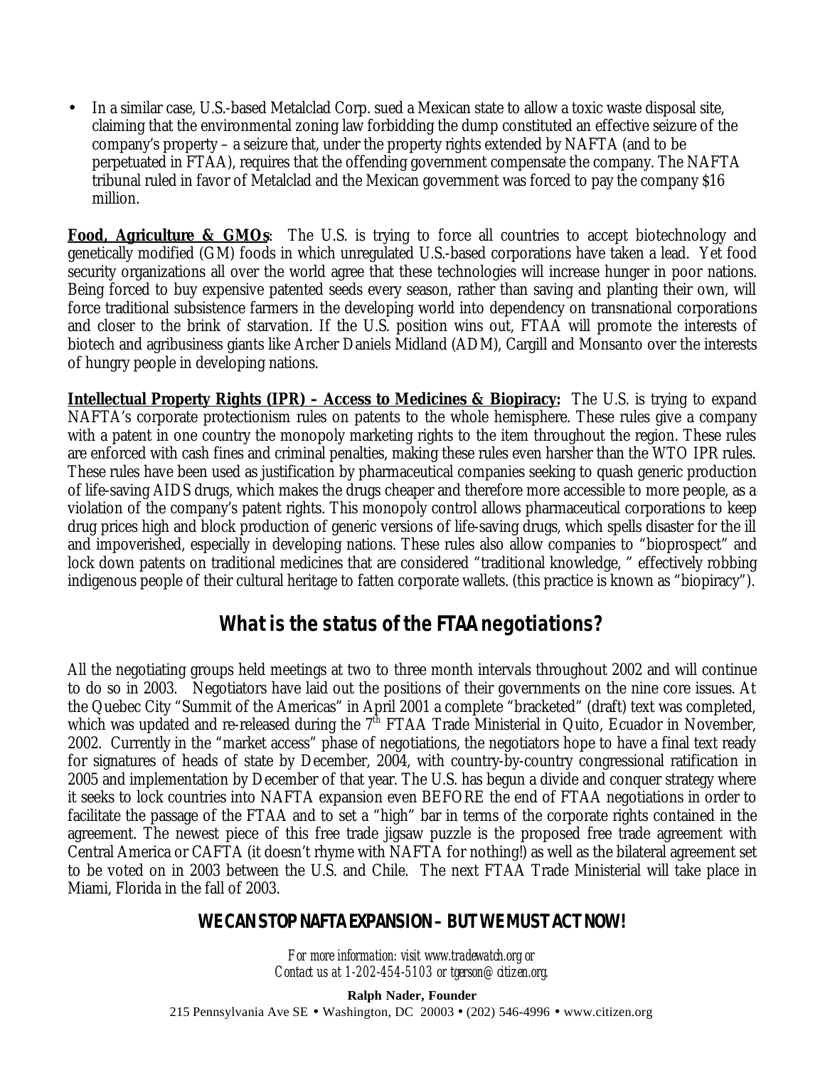- In a similar case, U.S.-based Metalclad Corp. sued a Mexican state to allow a toxic waste disposal site, claiming that the environmental zoning law forbidding the dump constituted an effective seizure of the company's property – a seizure that, under the property rights extended by NAFTA (and to be perpetuated in FTAA), requires that the offending government compensate the company. The NAFTA tribunal ruled in favor of Metalclad and the Mexican government was forced to pay the company $16 million.

**Food, Agriculture & GMOs**: The U.S. is trying to force all countries to accept biotechnology and genetically modified (GM) foods in which unregulated U.S.-based corporations have taken a lead. Yet food security organizations all over the world agree that these technologies will increase hunger in poor nations. Being forced to buy expensive patented seeds every season, rather than saving and planting their own, will force traditional subsistence farmers in the developing world into dependency on transnational corporations and closer to the brink of starvation. If the U.S. position wins out, FTAA will promote the interests of biotech and agribusiness giants like Archer Daniels Midland (ADM), Cargill and Monsanto over the interests of hungry people in developing nations.

**Intellectual Property Rights (IPR) – Access to Medicines & Biopiracy:** The U.S. is trying to expand NAFTA's corporate protectionism rules on patents to the whole hemisphere. These rules give a company with a patent in one country the monopoly marketing rights to the item throughout the region. These rules are enforced with cash fines and criminal penalties, making these rules even harsher than the WTO IPR rules. These rules have been used as justification by pharmaceutical companies seeking to quash generic production of life-saving AIDS drugs, which makes the drugs cheaper and therefore more accessible to more people, as a violation of the company's patent rights. This monopoly control allows pharmaceutical corporations to keep drug prices high and block production of generic versions of life-saving drugs, which spells disaster for the ill and impoverished, especially in developing nations. These rules also allow companies to "bioprospect" and lock down patents on traditional medicines that are considered "traditional knowledge, " effectively robbing indigenous people of their cultural heritage to fatten corporate wallets. (this practice is known as "biopiracy").

## What is the status of the FTAA negotiations?

All the negotiating groups held meetings at two to three month intervals throughout 2002 and will continue to do so in 2003. Negotiators have laid out the positions of their governments on the nine core issues. At the Quebec City "Summit of the Americas" in April 2001 a complete "bracketed" (draft) text was completed, which was updated and re-released during the 7th FTAA Trade Ministerial in Quito, Ecuador in November, 2002. Currently in the "market access" phase of negotiations, the negotiators hope to have a final text ready for signatures of heads of state by December, 2004, with country-by-country congressional ratification in 2005 and implementation by December of that year. The U.S. has begun a divide and conquer strategy where it seeks to lock countries into NAFTA expansion even BEFORE the end of FTAA negotiations in order to facilitate the passage of the FTAA and to set a "high" bar in terms of the corporate rights contained in the agreement. The newest piece of this free trade jigsaw puzzle is the proposed free trade agreement with Central America or CAFTA (it doesn't rhyme with NAFTA for nothing!) as well as the bilateral agreement set to be voted on in 2003 between the U.S. and Chile. The next FTAA Trade Ministerial will take place in Miami, Florida in the fall of 2003.

**WE CAN STOP NAFTA EXPANSION – BUT WE MUST ACT NOW!**

*For more information: visit www.tradewatch.org or*
*Contact us at 1-202-454-5103 or tgerson@citizen.org.*

**Ralph Nader, Founder**
215 Pennsylvania Ave SE • Washington, DC 20003 • (202) 546-4996 • www.citizen.org